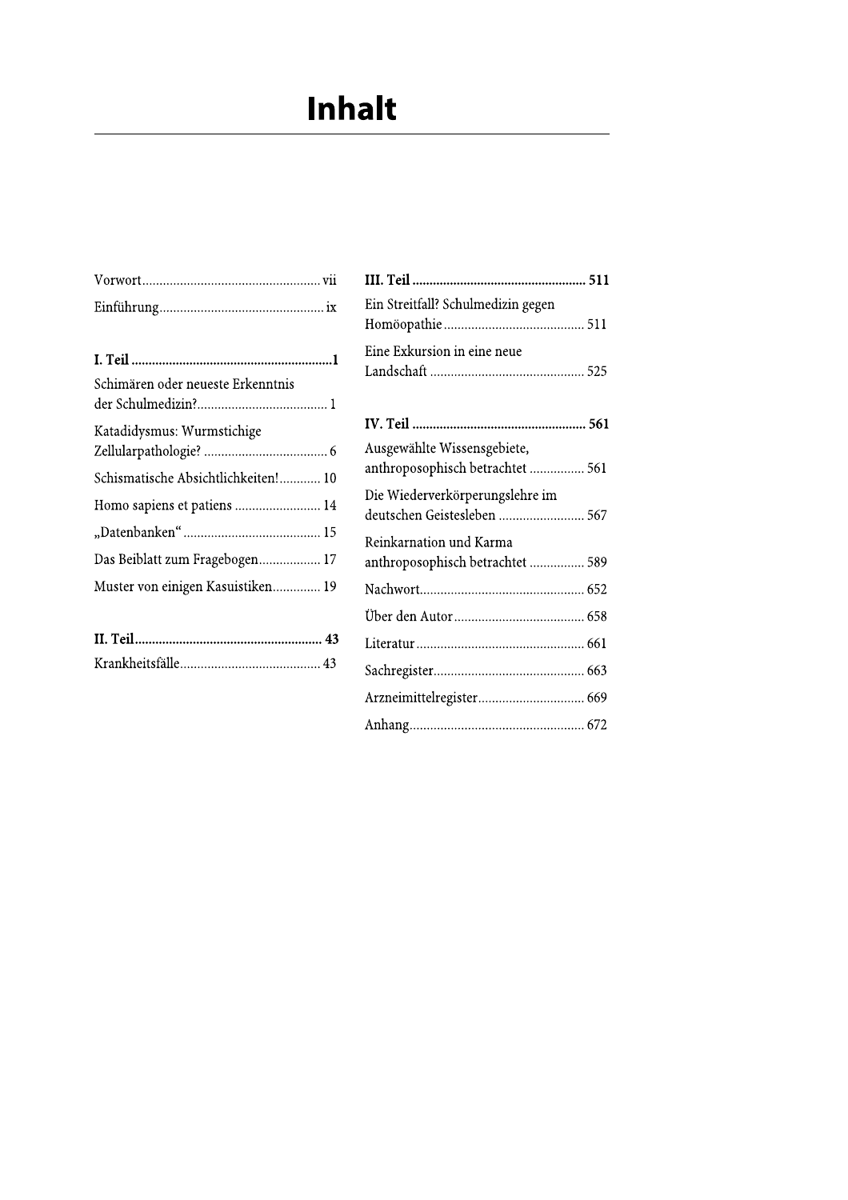# Inhalt

Vorwort ... vii

Einführung ... ix

**I. Teil ... 1**

Schimären oder neueste Erkenntnis der Schulmedizin? ... 1

Katadidysmus: Wurmstichige Zellularpathologie? ... 6

Schismatische Absichtlichkeiten! ... 10

Homo sapiens et patiens ... 14

„Datenbanken" ... 15

Das Beiblatt zum Fragebogen ... 17

Muster von einigen Kasuistiken ... 19

**II. Teil ... 43**

Krankheitsfälle ... 43

**III. Teil ... 511**

Ein Streitfall? Schulmedizin gegen Homöopathie ... 511

Eine Exkursion in eine neue Landschaft ... 525

**IV. Teil ... 561**

Ausgewählte Wissensgebiete, anthroposophisch betrachtet ... 561

Die Wiederverkörperungslehre im deutschen Geistesleben ... 567

Reinkarnation und Karma anthroposophisch betrachtet ... 589

Nachwort ... 652

Über den Autor ... 658

Literatur ... 661

Sachregister ... 663

Arzneimittelregister ... 669

Anhang ... 672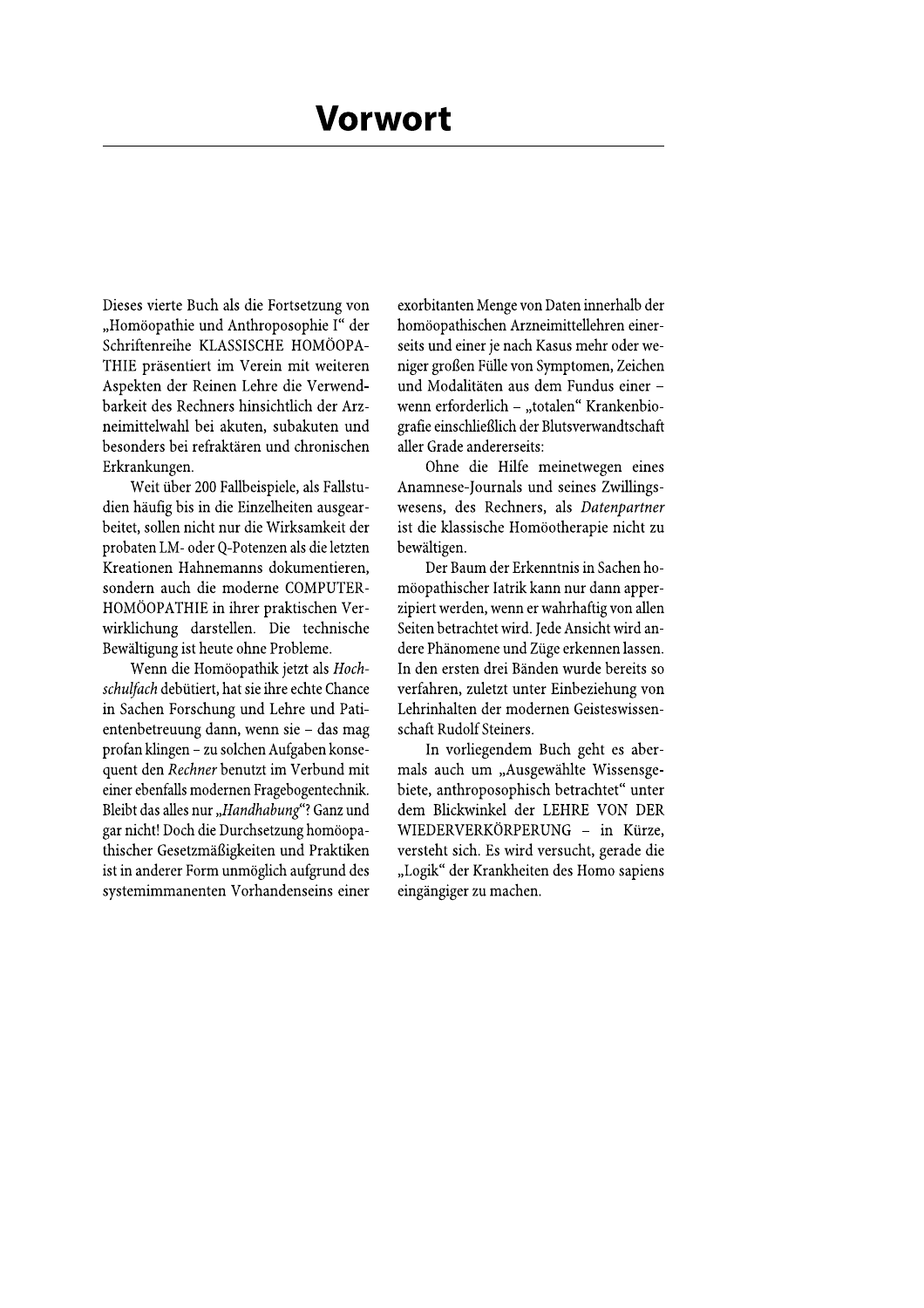# Vorwort

Dieses vierte Buch als die Fortsetzung von „Homöopathie und Anthroposophie I" der Schriftenreihe KLASSISCHE HOMÖOPATHIE präsentiert im Verein mit weiteren Aspekten der Reinen Lehre die Verwendbarkeit des Rechners hinsichtlich der Arzneimittelwahl bei akuten, subakuten und besonders bei refraktären und chronischen Erkrankungen.

Weit über 200 Fallbeispiele, als Fallstudien häufig bis in die Einzelheiten ausgearbeitet, sollen nicht nur die Wirksamkeit der probaten LM- oder Q-Potenzen als die letzten Kreationen Hahnemanns dokumentieren, sondern auch die moderne COMPUTER-HOMÖOPATHIE in ihrer praktischen Verwirklichung darstellen. Die technische Bewältigung ist heute ohne Probleme.

Wenn die Homöopathik jetzt als *Hochschulfach* debütiert, hat sie ihre echte Chance in Sachen Forschung und Lehre und Patientenbetreuung dann, wenn sie – das mag profan klingen – zu solchen Aufgaben konsequent den *Rechner* benutzt im Verbund mit einer ebenfalls modernen Fragebogentechnik. Bleibt das alles nur „*Handhabung*"? Ganz und gar nicht! Doch die Durchsetzung homöopathischer Gesetzmäßigkeiten und Praktiken ist in anderer Form unmöglich aufgrund des systemimmanenten Vorhandenseins einer exorbitanten Menge von Daten innerhalb der homöopathischen Arzneimittellehren einerseits und einer je nach Kasus mehr oder weniger großen Fülle von Symptomen, Zeichen und Modalitäten aus dem Fundus einer – wenn erforderlich – „totalen" Krankenbiografie einschließlich der Blutsverwandtschaft aller Grade andererseits:

Ohne die Hilfe meinetwegen eines Anamnese-Journals und seines Zwillingswesens, des Rechners, als *Datenpartner* ist die klassische Homöotherapie nicht zu bewältigen.

Der Baum der Erkenntnis in Sachen homöopathischer Iatrik kann nur dann apperzipiert werden, wenn er wahrhaftig von allen Seiten betrachtet wird. Jede Ansicht wird andere Phänomene und Züge erkennen lassen. In den ersten drei Bänden wurde bereits so verfahren, zuletzt unter Einbeziehung von Lehrinhalten der modernen Geisteswissenschaft Rudolf Steiners.

In vorliegendem Buch geht es abermals auch um „Ausgewählte Wissensgebiete, anthroposophisch betrachtet" unter dem Blickwinkel der LEHRE VON DER WIEDERVERKÖRPERUNG – in Kürze, versteht sich. Es wird versucht, gerade die „Logik" der Krankheiten des Homo sapiens eingängiger zu machen.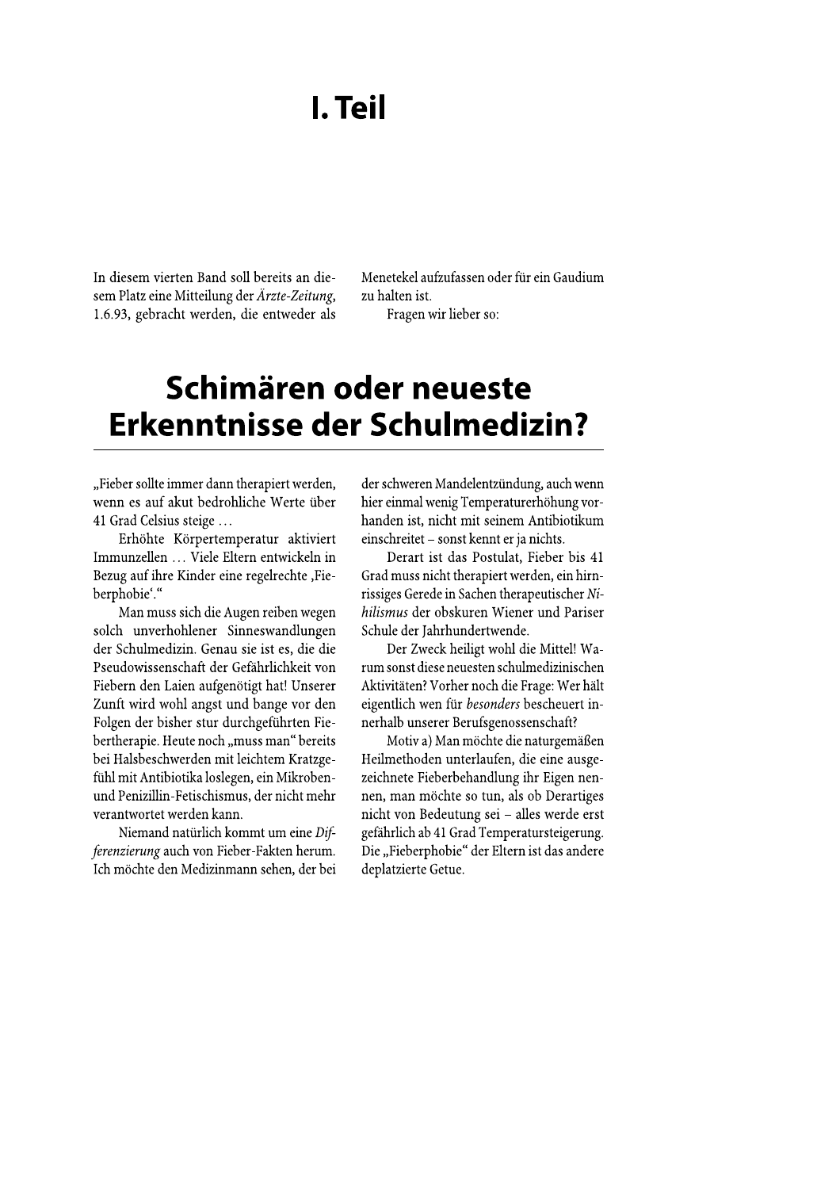# I. Teil

In diesem vierten Band soll bereits an diesem Platz eine Mitteilung der *Ärzte-Zeitung*, 1.6.93, gebracht werden, die entweder als Menetekel aufzufassen oder für ein Gaudium zu halten ist.

Fragen wir lieber so:

## Schimären oder neueste Erkenntnisse der Schulmedizin?

„Fieber sollte immer dann therapiert werden, wenn es auf akut bedrohliche Werte über 41 Grad Celsius steige …

Erhöhte Körpertemperatur aktiviert Immunzellen … Viele Eltern entwickeln in Bezug auf ihre Kinder eine regelrechte ‚Fieberphobie'."

Man muss sich die Augen reiben wegen solch unverhohlener Sinneswandlungen der Schulmedizin. Genau sie ist es, die die Pseudowissenschaft der Gefährlichkeit von Fiebern den Laien aufgenötigt hat! Unserer Zunft wird wohl angst und bange vor den Folgen der bisher stur durchgeführten Fiebertherapie. Heute noch „muss man" bereits bei Halsbeschwerden mit leichtem Kratzgefühl mit Antibiotika loslegen, ein Mikroben- und Penizillin-Fetischismus, der nicht mehr verantwortet werden kann.

Niemand natürlich kommt um eine *Differenzierung* auch von Fieber-Fakten herum. Ich möchte den Medizinmann sehen, der bei der schweren Mandelentzündung, auch wenn hier einmal wenig Temperaturerhöhung vorhanden ist, nicht mit seinem Antibiotikum einschreitet – sonst kennt er ja nichts.

Derart ist das Postulat, Fieber bis 41 Grad muss nicht therapiert werden, ein hirnrissiges Gerede in Sachen therapeutischer *Nihilismus* der obskuren Wiener und Pariser Schule der Jahrhundertwende.

Der Zweck heiligt wohl die Mittel! Warum sonst diese neuesten schulmedizinischen Aktivitäten? Vorher noch die Frage: Wer hält eigentlich wen für *besonders* bescheuert innerhalb unserer Berufsgenossenschaft?

Motiv a) Man möchte die naturgemäßen Heilmethoden unterlaufen, die eine ausgezeichnete Fieberbehandlung ihr Eigen nennen, man möchte so tun, als ob Derartiges nicht von Bedeutung sei – alles werde erst gefährlich ab 41 Grad Temperatursteigerung. Die „Fieberphobie" der Eltern ist das andere deplatzierte Getue.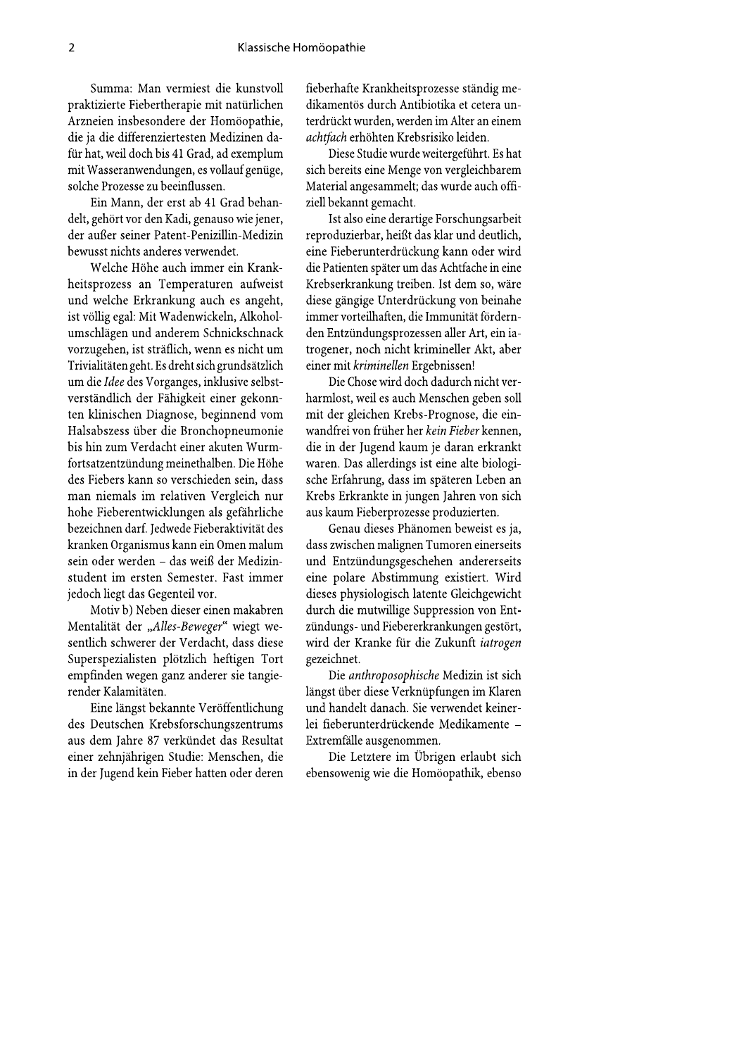Summa: Man vermiest die kunstvoll praktizierte Fiebertherapie mit natürlichen Arzneien insbesondere der Homöopathie, die ja die differenziertesten Medizinen dafür hat, weil doch bis 41 Grad, ad exemplum mit Wasseranwendungen, es vollauf genüge, solche Prozesse zu beeinflussen.

Ein Mann, der erst ab 41 Grad behandelt, gehört vor den Kadi, genauso wie jener, der außer seiner Patent-Penizillin-Medizin bewusst nichts anderes verwendet.

Welche Höhe auch immer ein Krankheitsprozess an Temperaturen aufweist und welche Erkrankung auch es angeht, ist völlig egal: Mit Wadenwickeln, Alkoholumschlägen und anderem Schnickschnack vorzugehen, ist sträflich, wenn es nicht um Trivialitäten geht. Es dreht sich grundsätzlich um die *Idee* des Vorganges, inklusive selbstverständlich der Fähigkeit einer gekonnten klinischen Diagnose, beginnend vom Halsabszess über die Bronchopneumonie bis hin zum Verdacht einer akuten Wurmfortsatzentzündung meinethalben. Die Höhe des Fiebers kann so verschieden sein, dass man niemals im relativen Vergleich nur hohe Fieberentwicklungen als gefährliche bezeichnen darf. Jedwede Fieberaktivität des kranken Organismus kann ein Omen malum sein oder werden – das weiß der Medizinstudent im ersten Semester. Fast immer jedoch liegt das Gegenteil vor.

Motiv b) Neben dieser einen makabren Mentalität der „*Alles-Beweger*" wiegt wesentlich schwerer der Verdacht, dass diese Superspezialisten plötzlich heftigen Tort empfinden wegen ganz anderer sie tangierender Kalamitäten.

Eine längst bekannte Veröffentlichung des Deutschen Krebsforschungszentrums aus dem Jahre 87 verkündet das Resultat einer zehnjährigen Studie: Menschen, die in der Jugend kein Fieber hatten oder deren fieberhafte Krankheitsprozesse ständig medikamentös durch Antibiotika et cetera unterdrückt wurden, werden im Alter an einem *achtfach* erhöhten Krebsrisiko leiden.

Diese Studie wurde weitergeführt. Es hat sich bereits eine Menge von vergleichbarem Material angesammelt; das wurde auch offiziell bekannt gemacht.

Ist also eine derartige Forschungsarbeit reproduzierbar, heißt das klar und deutlich, eine Fieberunterdrückung kann oder wird die Patienten später um das Achtfache in eine Krebserkrankung treiben. Ist dem so, wäre diese gängige Unterdrückung von beinahe immer vorteilhaften, die Immunität fördernden Entzündungsprozessen aller Art, ein iatrogener, noch nicht krimineller Akt, aber einer mit *kriminellen* Ergebnissen!

Die Chose wird doch dadurch nicht verharmlost, weil es auch Menschen geben soll mit der gleichen Krebs-Prognose, die einwandfrei von früher her *kein Fieber* kennen, die in der Jugend kaum je daran erkrankt waren. Das allerdings ist eine alte biologische Erfahrung, dass im späteren Leben an Krebs Erkrankte in jungen Jahren von sich aus kaum Fieberprozesse produzierten.

Genau dieses Phänomen beweist es ja, dass zwischen malignen Tumoren einerseits und Entzündungsgeschehen andererseits eine polare Abstimmung existiert. Wird dieses physiologisch latente Gleichgewicht durch die mutwillige Suppression von Entzündungs- und Fiebererkrankungen gestört, wird der Kranke für die Zukunft *iatrogen* gezeichnet.

Die *anthroposophische* Medizin ist sich längst über diese Verknüpfungen im Klaren und handelt danach. Sie verwendet keinerlei fieberunterdrückende Medikamente – Extremfälle ausgenommen.

Die Letztere im Übrigen erlaubt sich ebensowenig wie die Homöopathik, ebenso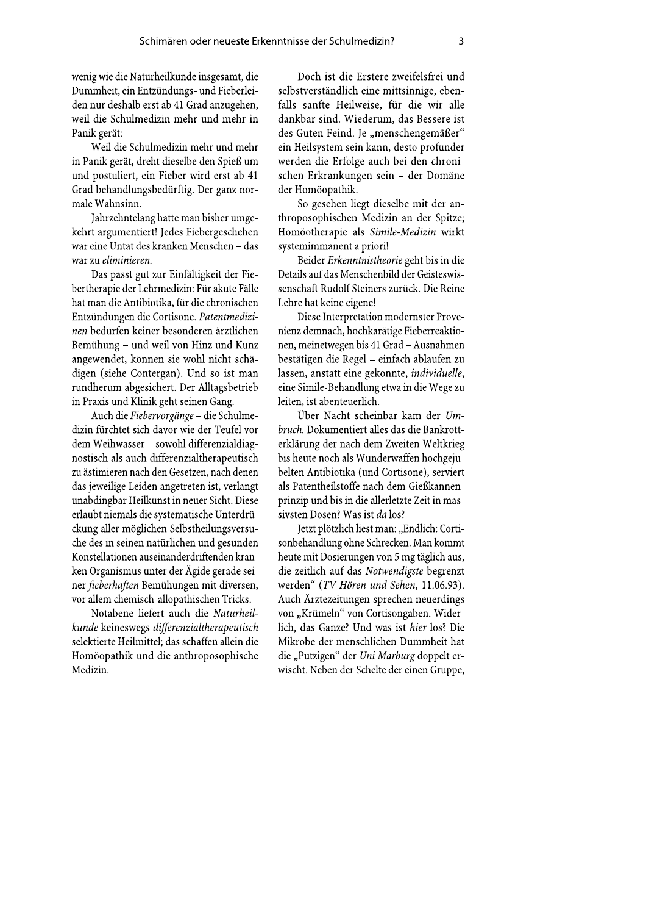wenig wie die Naturheilkunde insgesamt, die Dummheit, ein Entzündungs- und Fieberleiden nur deshalb erst ab 41 Grad anzugehen, weil die Schulmedizin mehr und mehr in Panik gerät:

Weil die Schulmedizin mehr und mehr in Panik gerät, dreht dieselbe den Spieß um und postuliert, ein Fieber wird erst ab 41 Grad behandlungsbedürftig. Der ganz normale Wahnsinn.

Jahrzehntelang hatte man bisher umgekehrt argumentiert! Jedes Fiebergeschehen war eine Untat des kranken Menschen – das war zu *eliminieren.*

Das passt gut zur Einfältigkeit der Fiebertherapie der Lehrmedizin: Für akute Fälle hat man die Antibiotika, für die chronischen Entzündungen die Cortisone. *Patentmedizinen* bedürfen keiner besonderen ärztlichen Bemühung – und weil von Hinz und Kunz angewendet, können sie wohl nicht schädigen (siehe Contergan). Und so ist man rundherum abgesichert. Der Alltagsbetrieb in Praxis und Klinik geht seinen Gang.

Auch die *Fiebervorgänge* – die Schulmedizin fürchtet sich davor wie der Teufel vor dem Weihwasser – sowohl differenzialdiagnostisch als auch differenzialtherapeutisch zu ästimieren nach den Gesetzen, nach denen das jeweilige Leiden angetreten ist, verlangt unabdingbar Heilkunst in neuer Sicht. Diese erlaubt niemals die systematische Unterdrückung aller möglichen Selbstheilungsversuche des in seinen natürlichen und gesunden Konstellationen auseinanderdriftenden kranken Organismus unter der Ägide gerade seiner *fieberhaften* Bemühungen mit diversen, vor allem chemisch-allopathischen Tricks.

Notabene liefert auch die *Naturheilkunde* keineswegs *differenzialtherapeutisch* selektierte Heilmittel; das schaffen allein die Homöopathik und die anthroposophische Medizin.

Doch ist die Erstere zweifelsfrei und selbstverständlich eine mittsinnige, ebenfalls sanfte Heilweise, für die wir alle dankbar sind. Wiederum, das Bessere ist des Guten Feind. Je „menschengemäßer" ein Heilsystem sein kann, desto profunder werden die Erfolge auch bei den chronischen Erkrankungen sein – der Domäne der Homöopathik.

So gesehen liegt dieselbe mit der anthroposophischen Medizin an der Spitze; Homöotherapie als *Simile-Medizin* wirkt systemimmanent a priori!

Beider *Erkenntnistheorie* geht bis in die Details auf das Menschenbild der Geisteswissenschaft Rudolf Steiners zurück. Die Reine Lehre hat keine eigene!

Diese Interpretation modernster Provenienz demnach, hochkarätige Fieberreaktionen, meinetwegen bis 41 Grad – Ausnahmen bestätigen die Regel – einfach ablaufen zu lassen, anstatt eine gekonnte, *individuelle*, eine Simile-Behandlung etwa in die Wege zu leiten, ist abenteuerlich.

Über Nacht scheinbar kam der *Umbruch.* Dokumentiert alles das die Bankrotterklärung der nach dem Zweiten Weltkrieg bis heute noch als Wunderwaffen hochgejubelten Antibiotika (und Cortisone), serviert als Patentheilstoffe nach dem Gießkannenprinzip und bis in die allerletzte Zeit in massivsten Dosen? Was ist *da* los?

Jetzt plötzlich liest man: „Endlich: Cortisonbehandlung ohne Schrecken. Man kommt heute mit Dosierungen von 5 mg täglich aus, die zeitlich auf das *Notwendigste* begrenzt werden" (*TV Hören und Sehen*, 11.06.93). Auch Ärztezeitungen sprechen neuerdings von „Krümeln" von Cortisongaben. Widerlich, das Ganze? Und was ist *hier* los? Die Mikrobe der menschlichen Dummheit hat die „Putzigen" der *Uni Marburg* doppelt erwischt. Neben der Schelte der einen Gruppe,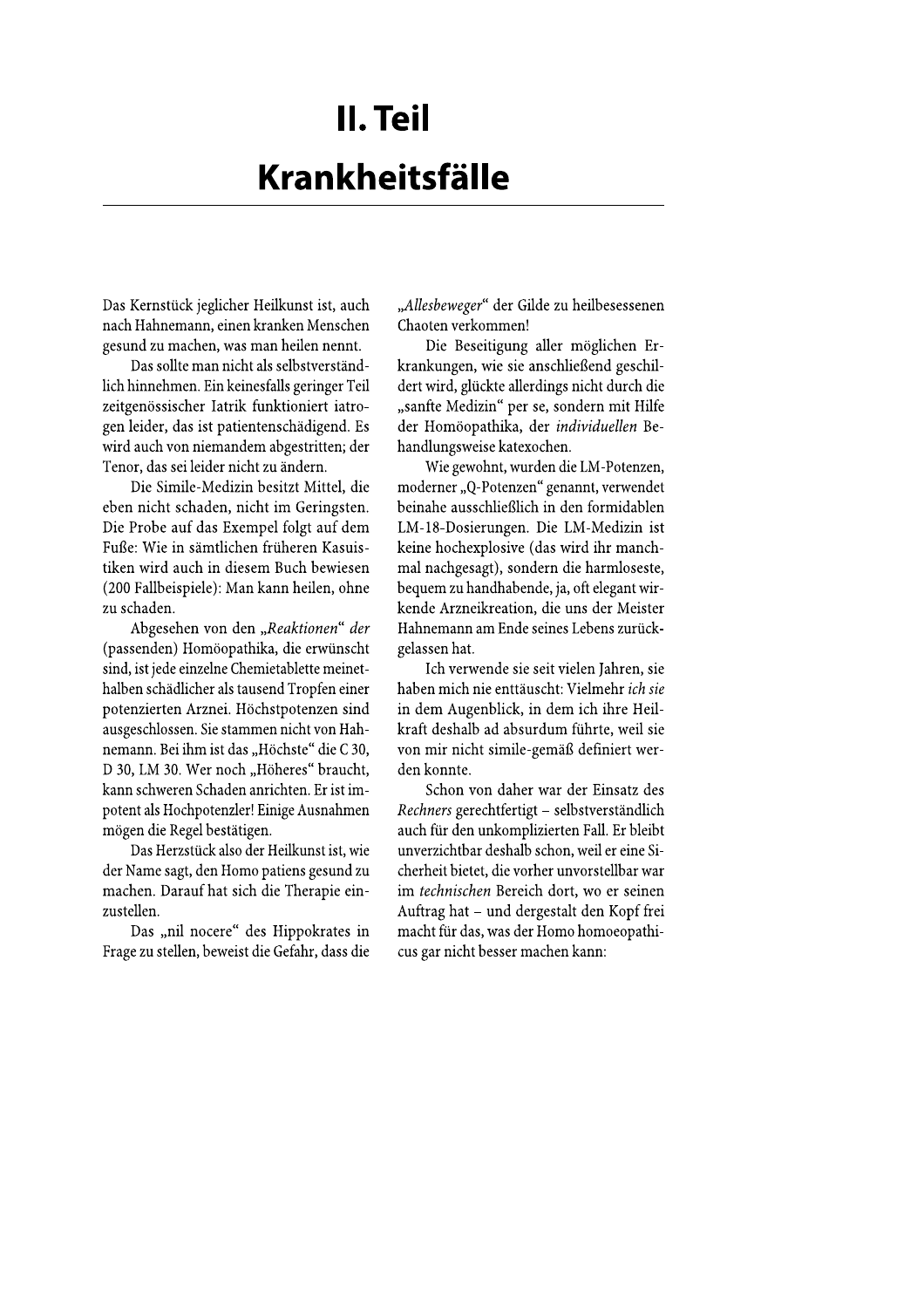# II. Teil

# Krankheitsfälle

Das Kernstück jeglicher Heilkunst ist, auch nach Hahnemann, einen kranken Menschen gesund zu machen, was man heilen nennt.

Das sollte man nicht als selbstverständlich hinnehmen. Ein keinesfalls geringer Teil zeitgenössischer Iatrik funktioniert iatrogen leider, das ist patientenschädigend. Es wird auch von niemandem abgestritten; der Tenor, das sei leider nicht zu ändern.

Die Simile-Medizin besitzt Mittel, die eben nicht schaden, nicht im Geringsten. Die Probe auf das Exempel folgt auf dem Fuße: Wie in sämtlichen früheren Kasuistiken wird auch in diesem Buch bewiesen (200 Fallbeispiele): Man kann heilen, ohne zu schaden.

Abgesehen von den *„Reaktionen" der* (passenden) Homöopathika, die erwünscht sind, ist jede einzelne Chemietablette meinethalben schädlicher als tausend Tropfen einer potenzierten Arznei. Höchstpotenzen sind ausgeschlossen. Sie stammen nicht von Hahnemann. Bei ihm ist das „Höchste" die C 30, D 30, LM 30. Wer noch „Höheres" braucht, kann schweren Schaden anrichten. Er ist impotent als Hochpotenzler! Einige Ausnahmen mögen die Regel bestätigen.

Das Herzstück also der Heilkunst ist, wie der Name sagt, den Homo patiens gesund zu machen. Darauf hat sich die Therapie einzustellen.

Das „nil nocere" des Hippokrates in Frage zu stellen, beweist die Gefahr, dass die *„Allesbeweger"* der Gilde zu heilbesessenen Chaoten verkommen!

Die Beseitigung aller möglichen Erkrankungen, wie sie anschließend geschildert wird, glückte allerdings nicht durch die „sanfte Medizin" per se, sondern mit Hilfe der Homöopathika, der *individuellen* Behandlungsweise katexochen.

Wie gewohnt, wurden die LM-Potenzen, moderner „Q-Potenzen" genannt, verwendet beinahe ausschließlich in den formidablen LM-18-Dosierungen. Die LM-Medizin ist keine hochexplosive (das wird ihr manchmal nachgesagt), sondern die harmloseste, bequem zu handhabende, ja, oft elegant wirkende Arzneikreation, die uns der Meister Hahnemann am Ende seines Lebens zurückgelassen hat.

Ich verwende sie seit vielen Jahren, sie haben mich nie enttäuscht: Vielmehr *ich sie* in dem Augenblick, in dem ich ihre Heilkraft deshalb ad absurdum führte, weil sie von mir nicht simile-gemäß definiert werden konnte.

Schon von daher war der Einsatz des *Rechners* gerechtfertigt – selbstverständlich auch für den unkomplizierten Fall. Er bleibt unverzichtbar deshalb schon, weil er eine Sicherheit bietet, die vorher unvorstellbar war im *technischen* Bereich dort, wo er seinen Auftrag hat – und dergestalt den Kopf frei macht für das, was der Homo homoeopathicus gar nicht besser machen kann: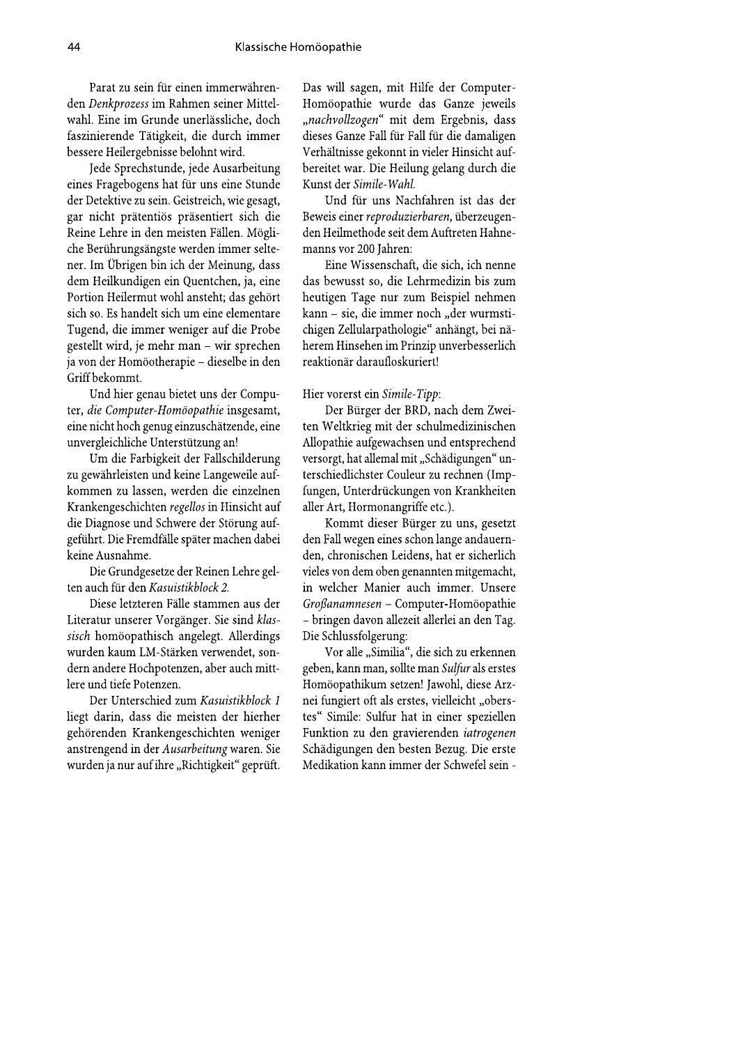Parat zu sein für einen immerwährenden *Denkprozess* im Rahmen seiner Mittelwahl. Eine im Grunde unerlässliche, doch faszinierende Tätigkeit, die durch immer bessere Heilergebnisse belohnt wird.

Jede Sprechstunde, jede Ausarbeitung eines Fragebogens hat für uns eine Stunde der Detektive zu sein. Geistreich, wie gesagt, gar nicht prätentiös präsentiert sich die Reine Lehre in den meisten Fällen. Mögliche Berührungsängste werden immer seltener. Im Übrigen bin ich der Meinung, dass dem Heilkundigen ein Quentchen, ja, eine Portion Heilermut wohl ansteht; das gehört sich so. Es handelt sich um eine elementare Tugend, die immer weniger auf die Probe gestellt wird, je mehr man – wir sprechen ja von der Homöotherapie – dieselbe in den Griff bekommt.

Und hier genau bietet uns der Computer, *die Computer-Homöopathie* insgesamt, eine nicht hoch genug einzuschätzende, eine unvergleichliche Unterstützung an!

Um die Farbigkeit der Fallschilderung zu gewährleisten und keine Langeweile aufkommen zu lassen, werden die einzelnen Krankengeschichten *regellos* in Hinsicht auf die Diagnose und Schwere der Störung aufgeführt. Die Fremdfälle später machen dabei keine Ausnahme.

Die Grundgesetze der Reinen Lehre gelten auch für den *Kasuistikblock 2.*

Diese letzteren Fälle stammen aus der Literatur unserer Vorgänger. Sie sind *klassisch* homöopathisch angelegt. Allerdings wurden kaum LM-Stärken verwendet, sondern andere Hochpotenzen, aber auch mittlere und tiefe Potenzen.

Der Unterschied zum *Kasuistikblock 1* liegt darin, dass die meisten der hierher gehörenden Krankengeschichten weniger anstrengend in der *Ausarbeitung* waren. Sie wurden ja nur auf ihre „Richtigkeit" geprüft. Das will sagen, mit Hilfe der Computer-Homöopathie wurde das Ganze jeweils *„nachvollzogen"* mit dem Ergebnis, dass dieses Ganze Fall für Fall für die damaligen Verhältnisse gekonnt in vieler Hinsicht aufbereitet war. Die Heilung gelang durch die Kunst der *Simile-Wahl.*

Und für uns Nachfahren ist das der Beweis einer *reproduzierbaren*, überzeugenden Heilmethode seit dem Auftreten Hahnemanns vor 200 Jahren:

Eine Wissenschaft, die sich, ich nenne das bewusst so, die Lehrmedizin bis zum heutigen Tage nur zum Beispiel nehmen kann – sie, die immer noch „der wurmstichigen Zellularpathologie" anhängt, bei näherem Hinsehen im Prinzip unverbesserlich reaktionär daraufloskuriert!

Hier vorerst ein *Simile-Tipp*:

Der Bürger der BRD, nach dem Zweiten Weltkrieg mit der schulmedizinischen Allopathie aufgewachsen und entsprechend versorgt, hat allemal mit „Schädigungen" unterschiedlichster Couleur zu rechnen (Impfungen, Unterdrückungen von Krankheiten aller Art, Hormonangriffe etc.).

Kommt dieser Bürger zu uns, gesetzt den Fall wegen eines schon lange andauernden, chronischen Leidens, hat er sicherlich vieles von dem oben genannten mitgemacht, in welcher Manier auch immer. Unsere *Großanamnesen* – Computer-Homöopathie – bringen davon allezeit allerlei an den Tag. Die Schlussfolgerung:

Vor alle „Similia", die sich zu erkennen geben, kann man, sollte man *Sulfur* als erstes Homöopathikum setzen! Jawohl, diese Arznei fungiert oft als erstes, vielleicht „oberstes" Simile: Sulfur hat in einer speziellen Funktion zu den gravierenden *iatrogenen* Schädigungen den besten Bezug. Die erste Medikation kann immer der Schwefel sein -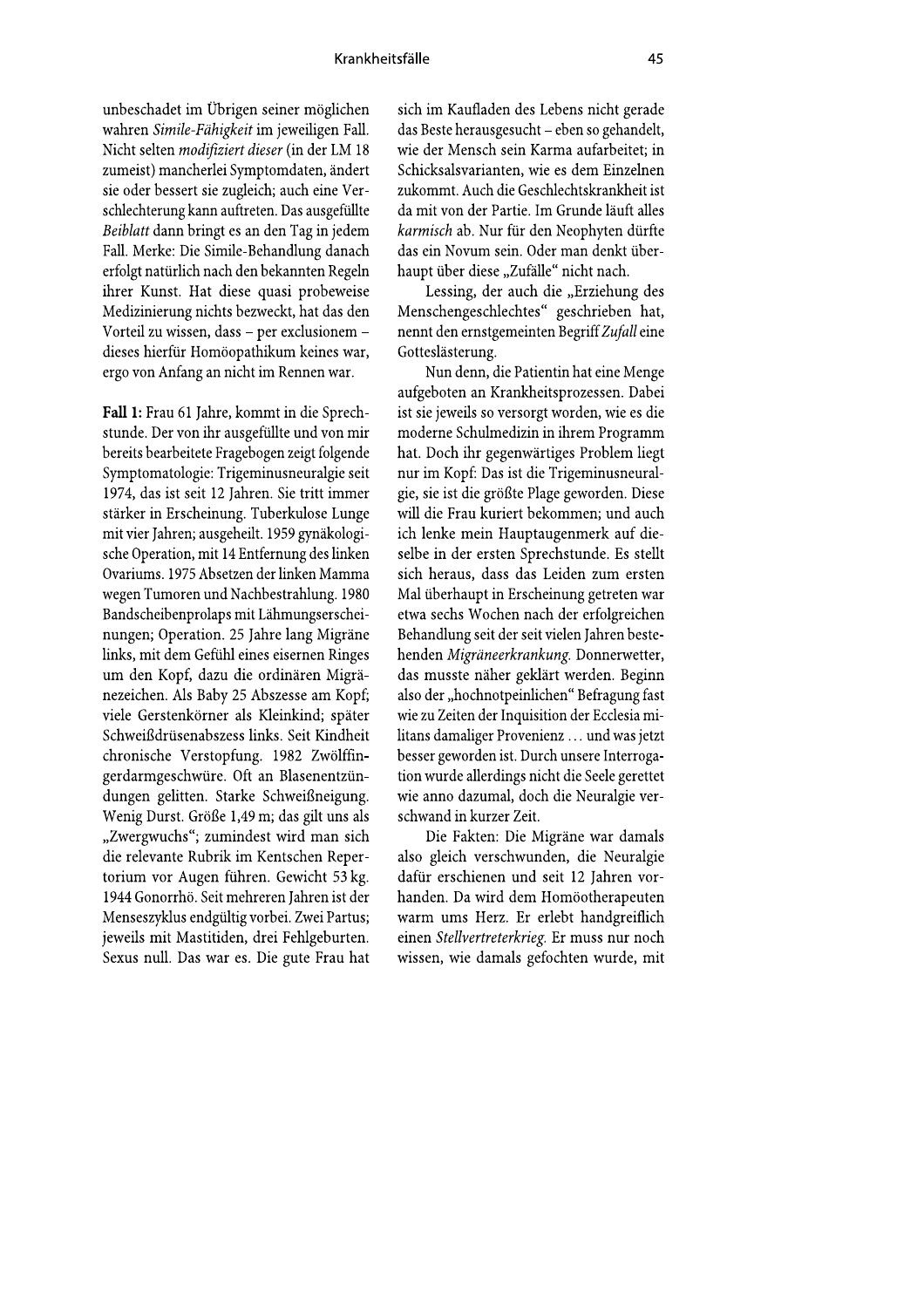unbeschadet im Übrigen seiner möglichen wahren *Simile-Fähigkeit* im jeweiligen Fall. Nicht selten *modifiziert dieser* (in der LM 18 zumeist) mancherlei Symptomdaten, ändert sie oder bessert sie zugleich; auch eine Verschlechterung kann auftreten. Das ausgefüllte *Beiblatt* dann bringt es an den Tag in jedem Fall. Merke: Die Simile-Behandlung danach erfolgt natürlich nach den bekannten Regeln ihrer Kunst. Hat diese quasi probeweise Medizinierung nichts bezweckt, hat das den Vorteil zu wissen, dass – per exclusionem – dieses hierfür Homöopathikum keines war, ergo von Anfang an nicht im Rennen war.

**Fall 1:** Frau 61 Jahre, kommt in die Sprechstunde. Der von ihr ausgefüllte und von mir bereits bearbeitete Fragebogen zeigt folgende Symptomatologie: Trigeminusneuralgie seit 1974, das ist seit 12 Jahren. Sie tritt immer stärker in Erscheinung. Tuberkulose Lunge mit vier Jahren; ausgeheilt. 1959 gynäkologische Operation, mit 14 Entfernung des linken Ovariums. 1975 Absetzen der linken Mamma wegen Tumoren und Nachbestrahlung. 1980 Bandscheibenprolaps mit Lähmungserscheinungen; Operation. 25 Jahre lang Migräne links, mit dem Gefühl eines eisernen Ringes um den Kopf, dazu die ordinären Migränezeichen. Als Baby 25 Abszesse am Kopf; viele Gerstenkörner als Kleinkind; später Schweißdrüsenabszess links. Seit Kindheit chronische Verstopfung. 1982 Zwölffingerdarmgeschwüre. Oft an Blasenentzündungen gelitten. Starke Schweißneigung. Wenig Durst. Größe 1,49 m; das gilt uns als „Zwergwuchs"; zumindest wird man sich die relevante Rubrik im Kentschen Repertorium vor Augen führen. Gewicht 53 kg. 1944 Gonorrhö. Seit mehreren Jahren ist der Menseszyklus endgültig vorbei. Zwei Partus; jeweils mit Mastitiden, drei Fehlgeburten. Sexus null. Das war es. Die gute Frau hat sich im Kaufladen des Lebens nicht gerade das Beste herausgesucht – eben so gehandelt, wie der Mensch sein Karma aufarbeitet; in Schicksalsvarianten, wie es dem Einzelnen zukommt. Auch die Geschlechtskrankheit ist da mit von der Partie. Im Grunde läuft alles *karmisch* ab. Nur für den Neophyten dürfte das ein Novum sein. Oder man denkt überhaupt über diese „Zufälle" nicht nach.

Lessing, der auch die „Erziehung des Menschengeschlechtes" geschrieben hat, nennt den ernstgemeinten Begriff *Zufall* eine Gotteslästerung.

Nun denn, die Patientin hat eine Menge aufgeboten an Krankheitsprozessen. Dabei ist sie jeweils so versorgt worden, wie es die moderne Schulmedizin in ihrem Programm hat. Doch ihr gegenwärtiges Problem liegt nur im Kopf: Das ist die Trigeminusneuralgie, sie ist die größte Plage geworden. Diese will die Frau kuriert bekommen; und auch ich lenke mein Hauptaugenmerk auf dieselbe in der ersten Sprechstunde. Es stellt sich heraus, dass das Leiden zum ersten Mal überhaupt in Erscheinung getreten war etwa sechs Wochen nach der erfolgreichen Behandlung seit der seit vielen Jahren bestehenden *Migräneerkrankung*. Donnerwetter, das musste näher geklärt werden. Beginn also der „hochnotpeinlichen" Befragung fast wie zu Zeiten der Inquisition der Ecclesia militans damaliger Provenienz … und was jetzt besser geworden ist. Durch unsere Interrogation wurde allerdings nicht die Seele gerettet wie anno dazumal, doch die Neuralgie verschwand in kurzer Zeit.

Die Fakten: Die Migräne war damals also gleich verschwunden, die Neuralgie dafür erschienen und seit 12 Jahren vorhanden. Da wird dem Homöotherapeuten warm ums Herz. Er erlebt handgreiflich einen *Stellvertreterkrieg*. Er muss nur noch wissen, wie damals gefochten wurde, mit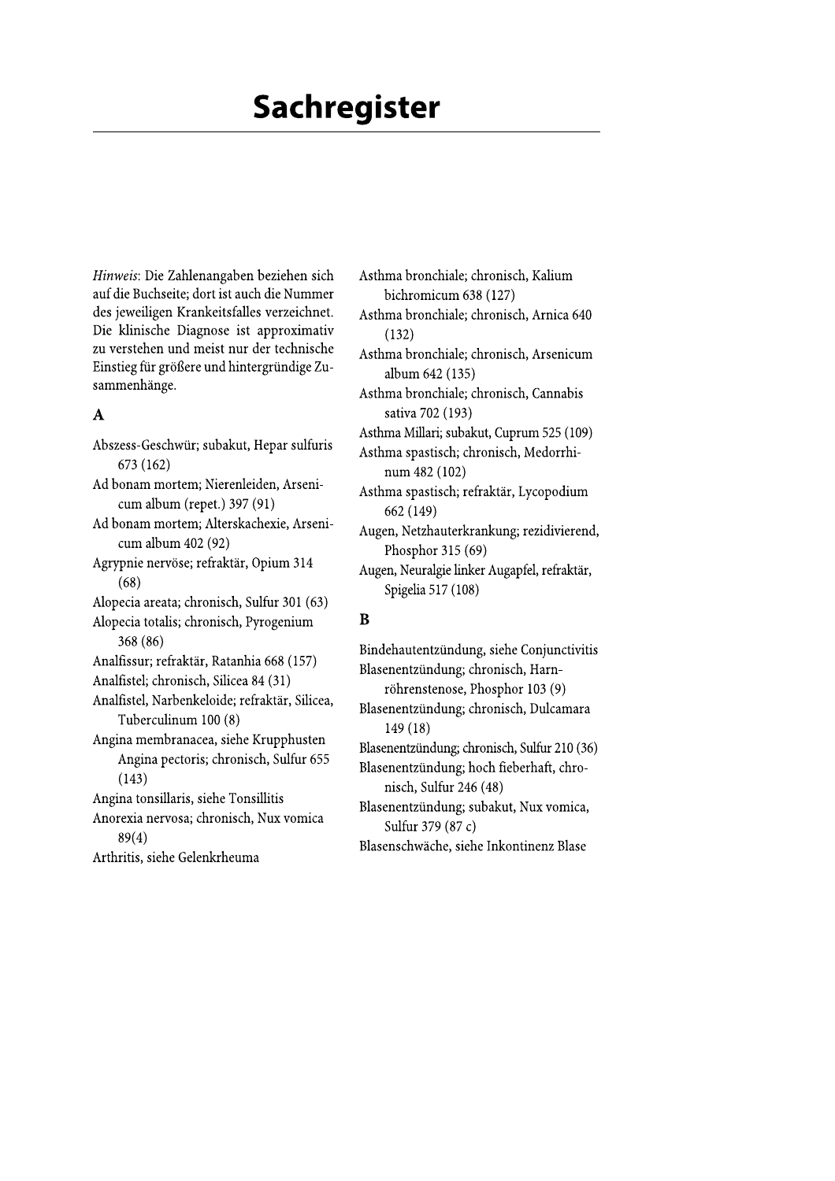# Sachregister

*Hinweis*: Die Zahlenangaben beziehen sich auf die Buchseite; dort ist auch die Nummer des jeweiligen Krankeitsfalles verzeichnet. Die klinische Diagnose ist approximativ zu verstehen und meist nur der technische Einstieg für größere und hintergründige Zusammenhänge.

## A

Abszess-Geschwür; subakut, Hepar sulfuris 673 (162)
Ad bonam mortem; Nierenleiden, Arsenicum album (repet.) 397 (91)
Ad bonam mortem; Alterskachexie, Arsenicum album 402 (92)
Agrypnie nervöse; refraktär, Opium 314 (68)
Alopecia areata; chronisch, Sulfur 301 (63)
Alopecia totalis; chronisch, Pyrogenium 368 (86)
Analfissur; refraktär, Ratanhia 668 (157)
Analfistel; chronisch, Silicea 84 (31)
Analfistel, Narbenkeloide; refraktär, Silicea, Tuberculinum 100 (8)
Angina membranacea, siehe Krupphusten
Angina pectoris; chronisch, Sulfur 655 (143)
Angina tonsillaris, siehe Tonsillitis
Anorexia nervosa; chronisch, Nux vomica 89(4)
Arthritis, siehe Gelenkrheuma
Asthma bronchiale; chronisch, Kalium bichromicum 638 (127)
Asthma bronchiale; chronisch, Arnica 640 (132)
Asthma bronchiale; chronisch, Arsenicum album 642 (135)
Asthma bronchiale; chronisch, Cannabis sativa 702 (193)
Asthma Millari; subakut, Cuprum 525 (109)
Asthma spastisch; chronisch, Medorrhinum 482 (102)
Asthma spastisch; refraktär, Lycopodium 662 (149)
Augen, Netzhauterkrankung; rezidivierend, Phosphor 315 (69)
Augen, Neuralgie linker Augapfel, refraktär, Spigelia 517 (108)

## B

Bindehautentzündung, siehe Conjunctivitis
Blasenentzündung; chronisch, Harnröhrenstenose, Phosphor 103 (9)
Blasenentzündung; chronisch, Dulcamara 149 (18)
Blasenentzündung; chronisch, Sulfur 210 (36)
Blasenentzündung; hoch fieberhaft, chronisch, Sulfur 246 (48)
Blasenentzündung; subakut, Nux vomica, Sulfur 379 (87 c)
Blasenschwäche, siehe Inkontinenz Blase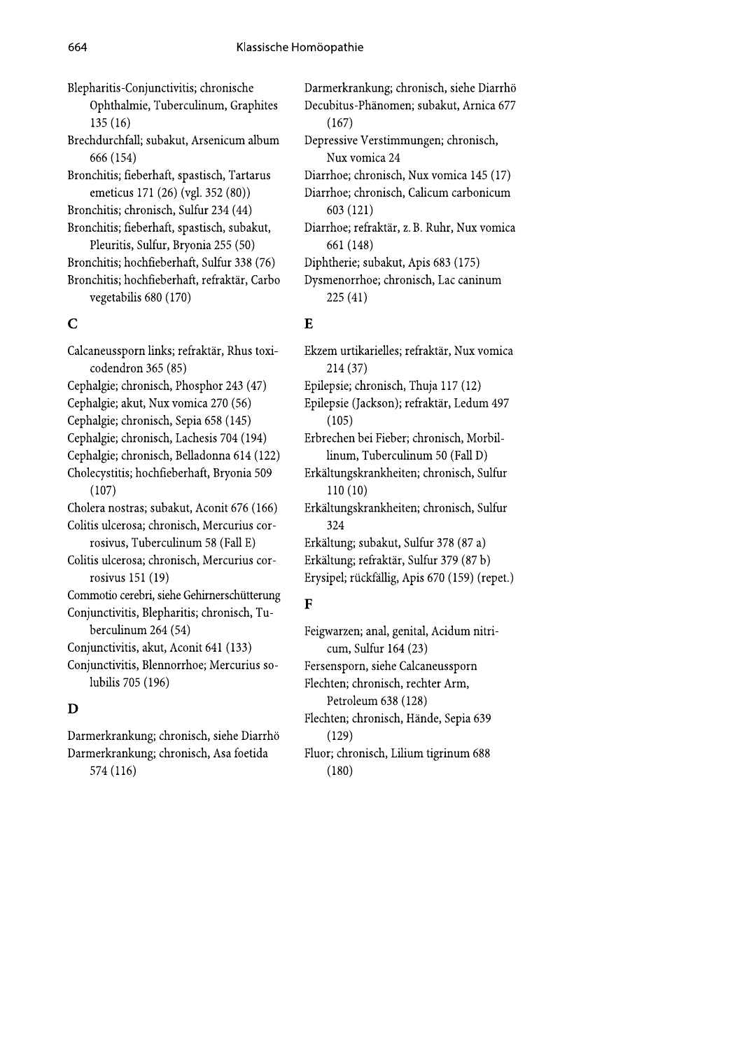Blepharitis-Conjunctivitis; chronische Ophthalmie, Tuberculinum, Graphites 135 (16)

Brechdurchfall; subakut, Arsenicum album 666 (154)

Bronchitis; fieberhaft, spastisch, Tartarus emeticus 171 (26) (vgl. 352 (80))

Bronchitis; chronisch, Sulfur 234 (44)

Bronchitis; fieberhaft, spastisch, subakut, Pleuritis, Sulfur, Bryonia 255 (50)

Bronchitis; hochfieberhaft, Sulfur 338 (76)

Bronchitis; hochfieberhaft, refraktär, Carbo vegetabilis 680 (170)

## C

Calcaneussporn links; refraktär, Rhus toxicodendron 365 (85)

Cephalgie; chronisch, Phosphor 243 (47)

Cephalgie; akut, Nux vomica 270 (56)

Cephalgie; chronisch, Sepia 658 (145)

Cephalgie; chronisch, Lachesis 704 (194)

Cephalgie; chronisch, Belladonna 614 (122)

Cholecystitis; hochfieberhaft, Bryonia 509 (107)

Cholera nostras; subakut, Aconit 676 (166)

Colitis ulcerosa; chronisch, Mercurius corrosivus, Tuberculinum 58 (Fall E)

Colitis ulcerosa; chronisch, Mercurius corrosivus 151 (19)

Commotio cerebri, siehe Gehirnerschütterung

Conjunctivitis, Blepharitis; chronisch, Tuberculinum 264 (54)

Conjunctivitis, akut, Aconit 641 (133)

Conjunctivitis, Blennorrhoe; Mercurius solubilis 705 (196)

## D

Darmerkrankung; chronisch, siehe Diarrhö

Darmerkrankung; chronisch, Asa foetida 574 (116)

Darmerkrankung; chronisch, siehe Diarrhö

Decubitus-Phänomen; subakut, Arnica 677 (167)

Depressive Verstimmungen; chronisch, Nux vomica 24

Diarrhoe; chronisch, Nux vomica 145 (17)

Diarrhoe; chronisch, Calicum carbonicum 603 (121)

Diarrhoe; refraktär, z. B. Ruhr, Nux vomica 661 (148)

Diphtherie; subakut, Apis 683 (175)

Dysmenorrhoe; chronisch, Lac caninum 225 (41)

## E

Ekzem urtikarielles; refraktär, Nux vomica 214 (37)

Epilepsie; chronisch, Thuja 117 (12)

Epilepsie (Jackson); refraktär, Ledum 497 (105)

Erbrechen bei Fieber; chronisch, Morbillinum, Tuberculinum 50 (Fall D)

Erkältungskrankheiten; chronisch, Sulfur 110 (10)

Erkältungskrankheiten; chronisch, Sulfur 324

Erkältung; subakut, Sulfur 378 (87 a)

Erkältung; refraktär, Sulfur 379 (87 b)

Erysipel; rückfällig, Apis 670 (159) (repet.)

## F

Feigwarzen; anal, genital, Acidum nitricum, Sulfur 164 (23)

Fersensporn, siehe Calcaneussporn

Flechten; chronisch, rechter Arm, Petroleum 638 (128)

Flechten; chronisch, Hände, Sepia 639 (129)

Fluor; chronisch, Lilium tigrinum 688 (180)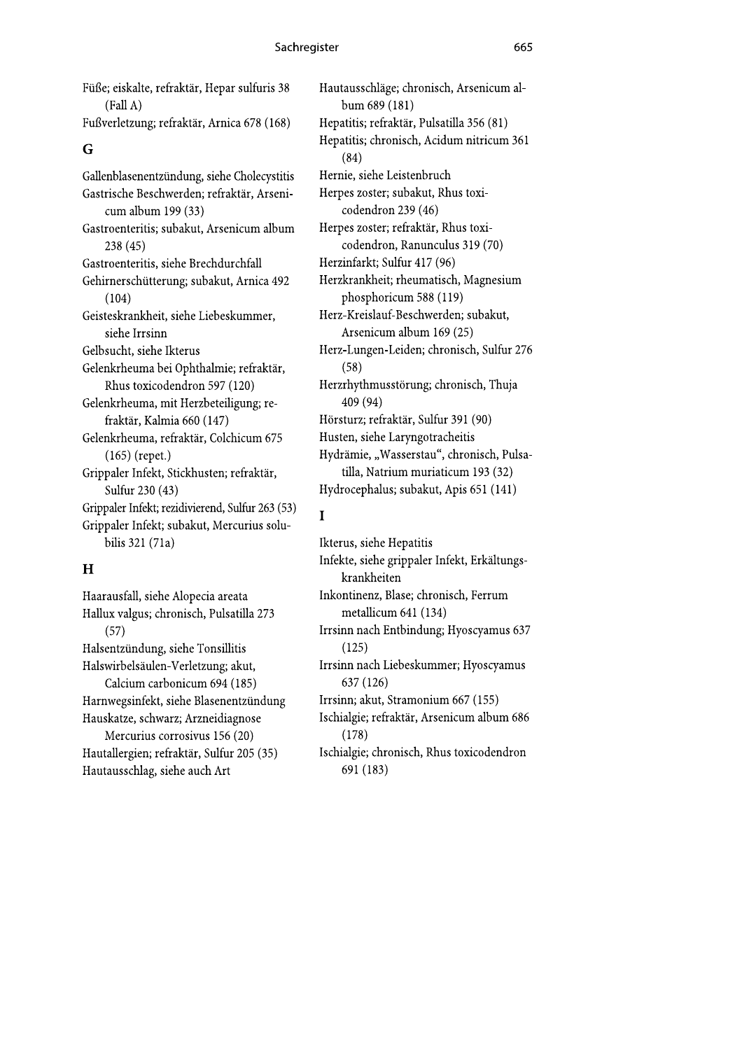Füße; eiskalte, refraktär, Hepar sulfuris 38 (Fall A)

Fußverletzung; refraktär, Arnica 678 (168)

## G

Gallenblasenentzündung, siehe Cholecystitis

Gastrische Beschwerden; refraktär, Arsenicum album 199 (33)

Gastroenteritis; subakut, Arsenicum album 238 (45)

Gastroenteritis, siehe Brechdurchfall

Gehirnerschütterung; subakut, Arnica 492 (104)

Geisteskrankheit, siehe Liebeskummer, siehe Irrsinn

Gelbsucht, siehe Ikterus

Gelenkrheuma bei Ophthalmie; refraktär, Rhus toxicodendron 597 (120)

Gelenkrheuma, mit Herzbeteiligung; refraktär, Kalmia 660 (147)

Gelenkrheuma, refraktär, Colchicum 675 (165) (repet.)

Grippaler Infekt, Stickhusten; refraktär, Sulfur 230 (43)

Grippaler Infekt; rezidivierend, Sulfur 263 (53)

Grippaler Infekt; subakut, Mercurius solubilis 321 (71a)

## H

Haarausfall, siehe Alopecia areata

Hallux valgus; chronisch, Pulsatilla 273 (57)

Halsentzündung, siehe Tonsillitis

Halswirbelsäulen-Verletzung; akut, Calcium carbonicum 694 (185)

Harnwegsinfekt, siehe Blasenentzündung

Hauskatze, schwarz; Arzneidiagnose Mercurius corrosivus 156 (20)

Hautallergien; refraktär, Sulfur 205 (35)

Hautausschlag, siehe auch Art

Hautausschläge; chronisch, Arsenicum album 689 (181)

Hepatitis; refraktär, Pulsatilla 356 (81)

Hepatitis; chronisch, Acidum nitricum 361 (84)

Hernie, siehe Leistenbruch

Herpes zoster; subakut, Rhus toxicodendron 239 (46)

Herpes zoster; refraktär, Rhus toxicodendron, Ranunculus 319 (70)

Herzinfarkt; Sulfur 417 (96)

Herzkrankheit; rheumatisch, Magnesium phosphoricum 588 (119)

Herz-Kreislauf-Beschwerden; subakut, Arsenicum album 169 (25)

Herz-Lungen-Leiden; chronisch, Sulfur 276 (58)

Herzrhythmusstörung; chronisch, Thuja 409 (94)

Hörsturz; refraktär, Sulfur 391 (90)

Husten, siehe Laryngotracheitis

Hydrämie, „Wasserstau", chronisch, Pulsatilla, Natrium muriaticum 193 (32)

Hydrocephalus; subakut, Apis 651 (141)

## I

Ikterus, siehe Hepatitis

Infekte, siehe grippaler Infekt, Erkältungskrankheiten

Inkontinenz, Blase; chronisch, Ferrum metallicum 641 (134)

Irrsinn nach Entbindung; Hyoscyamus 637 (125)

Irrsinn nach Liebeskummer; Hyoscyamus 637 (126)

Irrsinn; akut, Stramonium 667 (155)

Ischialgie; refraktär, Arsenicum album 686 (178)

Ischialgie; chronisch, Rhus toxicodendron 691 (183)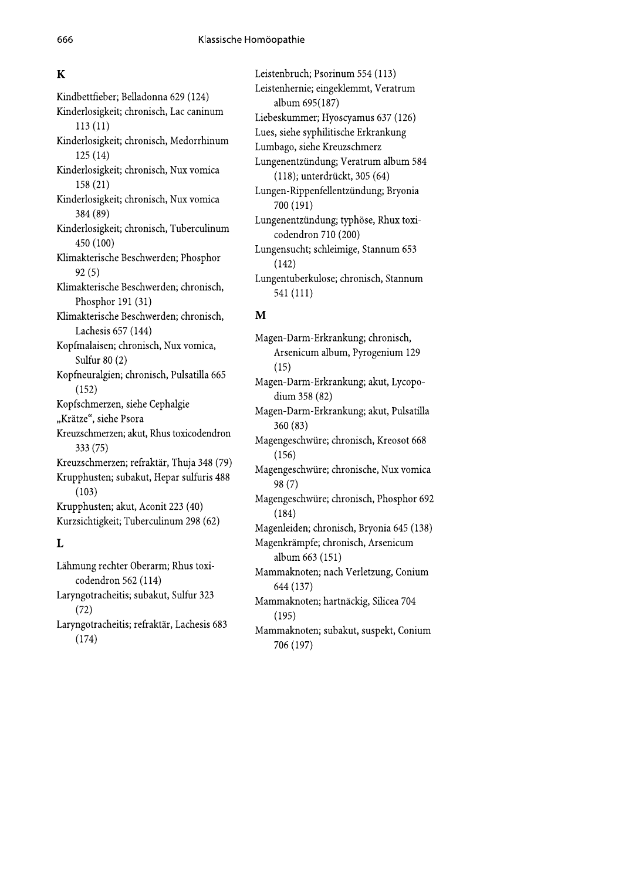## K

Kindbettfieber; Belladonna 629 (124)
Kinderlosigkeit; chronisch, Lac caninum 113 (11)
Kinderlosigkeit; chronisch, Medorrhinum 125 (14)
Kinderlosigkeit; chronisch, Nux vomica 158 (21)
Kinderlosigkeit; chronisch, Nux vomica 384 (89)
Kinderlosigkeit; chronisch, Tuberculinum 450 (100)
Klimakterische Beschwerden; Phosphor 92 (5)
Klimakterische Beschwerden; chronisch, Phosphor 191 (31)
Klimakterische Beschwerden; chronisch, Lachesis 657 (144)
Kopfmalaisen; chronisch, Nux vomica, Sulfur 80 (2)
Kopfneuralgien; chronisch, Pulsatilla 665 (152)
Kopfschmerzen, siehe Cephalgie
„Krätze", siehe Psora
Kreuzschmerzen; akut, Rhus toxicodendron 333 (75)
Kreuzschmerzen; refraktär, Thuja 348 (79)
Krupphusten; subakut, Hepar sulfuris 488 (103)
Krupphusten; akut, Aconit 223 (40)
Kurzsichtigkeit; Tuberculinum 298 (62)

## L

Lähmung rechter Oberarm; Rhus toxicodendron 562 (114)
Laryngotracheitis; subakut, Sulfur 323 (72)
Laryngotracheitis; refraktär, Lachesis 683 (174)
Leistenbruch; Psorinum 554 (113)
Leistenhernie; eingeklemmt, Veratrum album 695(187)
Liebeskummer; Hyoscyamus 637 (126)
Lues, siehe syphilitische Erkrankung
Lumbago, siehe Kreuzschmerz
Lungenentzündung; Veratrum album 584 (118); unterdrückt, 305 (64)
Lungen-Rippenfellentzündung; Bryonia 700 (191)
Lungenentzündung; typhöse, Rhux toxicodendron 710 (200)
Lungensucht; schleimige, Stannum 653 (142)
Lungentuberkulose; chronisch, Stannum 541 (111)

## M

Magen-Darm-Erkrankung; chronisch, Arsenicum album, Pyrogenium 129 (15)
Magen-Darm-Erkrankung; akut, Lycopodium 358 (82)
Magen-Darm-Erkrankung; akut, Pulsatilla 360 (83)
Magengeschwüre; chronisch, Kreosot 668 (156)
Magengeschwüre; chronische, Nux vomica 98 (7)
Magengeschwüre; chronisch, Phosphor 692 (184)
Magenleiden; chronisch, Bryonia 645 (138)
Magenkrämpfe; chronisch, Arsenicum album 663 (151)
Mammaknoten; nach Verletzung, Conium 644 (137)
Mammaknoten; hartnäckig, Silicea 704 (195)
Mammaknoten; subakut, suspekt, Conium 706 (197)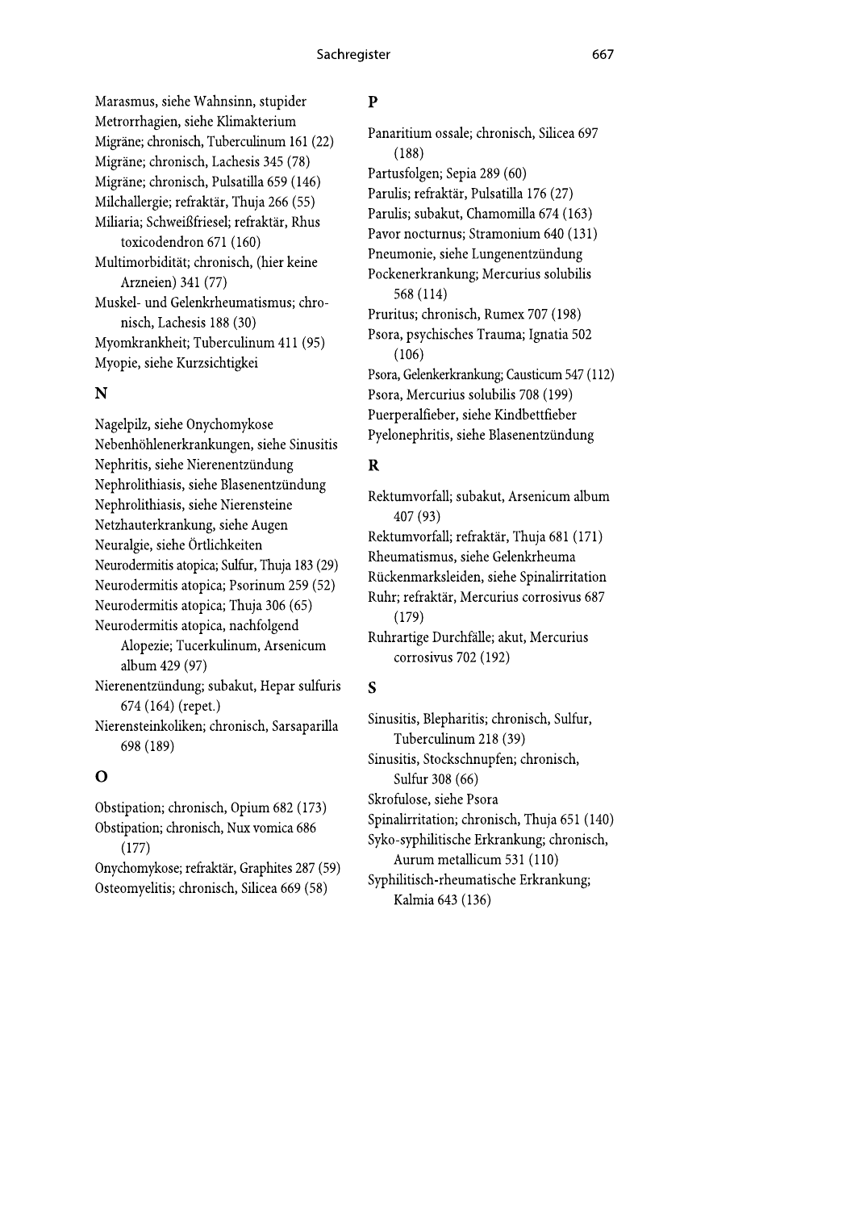Marasmus, siehe Wahnsinn, stupider
Metrorrhagien, siehe Klimakterium
Migräne; chronisch, Tuberculinum 161 (22)
Migräne; chronisch, Lachesis 345 (78)
Migräne; chronisch, Pulsatilla 659 (146)
Milchallergie; refraktär, Thuja 266 (55)
Miliaria; Schweißfriesel; refraktär, Rhus toxicodendron 671 (160)
Multimorbidität; chronisch, (hier keine Arzneien) 341 (77)
Muskel- und Gelenkrheumatismus; chronisch, Lachesis 188 (30)
Myomkrankheit; Tuberculinum 411 (95)
Myopie, siehe Kurzsichtigkei

## N

Nagelpilz, siehe Onychomykose
Nebenhöhlenerkrankungen, siehe Sinusitis
Nephritis, siehe Nierenentzündung
Nephrolithiasis, siehe Blasenentzündung
Nephrolithiasis, siehe Nierensteine
Netzhauterkrankung, siehe Augen
Neuralgie, siehe Örtlichkeiten
Neurodermitis atopica; Sulfur, Thuja 183 (29)
Neurodermitis atopica; Psorinum 259 (52)
Neurodermitis atopica; Thuja 306 (65)
Neurodermitis atopica, nachfolgend Alopezie; Tucerkulinum, Arsenicum album 429 (97)
Nierenentzündung; subakut, Hepar sulfuris 674 (164) (repet.)
Nierensteinkoliken; chronisch, Sarsaparilla 698 (189)

## O

Obstipation; chronisch, Opium 682 (173)
Obstipation; chronisch, Nux vomica 686 (177)
Onychomykose; refraktär, Graphites 287 (59)
Osteomyelitis; chronisch, Silicea 669 (58)

## P

Panaritium ossale; chronisch, Silicea 697 (188)
Partusfolgen; Sepia 289 (60)
Parulis; refraktär, Pulsatilla 176 (27)
Parulis; subakut, Chamomilla 674 (163)
Pavor nocturnus; Stramonium 640 (131)
Pneumonie, siehe Lungenentzündung
Pockenerkrankung; Mercurius solubilis 568 (114)
Pruritus; chronisch, Rumex 707 (198)
Psora, psychisches Trauma; Ignatia 502 (106)
Psora, Gelenkerkrankung; Causticum 547 (112)
Psora, Mercurius solubilis 708 (199)
Puerperalfieber, siehe Kindbettfieber
Pyelonephritis, siehe Blasenentzündung

## R

Rektumvorfall; subakut, Arsenicum album 407 (93)
Rektumvorfall; refraktär, Thuja 681 (171)
Rheumatismus, siehe Gelenkrheuma
Rückenmarksleiden, siehe Spinalirritation
Ruhr; refraktär, Mercurius corrosivus 687 (179)
Ruhrartige Durchfälle; akut, Mercurius corrosivus 702 (192)

## S

Sinusitis, Blepharitis; chronisch, Sulfur, Tuberculinum 218 (39)
Sinusitis, Stockschnupfen; chronisch, Sulfur 308 (66)
Skrofulose, siehe Psora
Spinalirritation; chronisch, Thuja 651 (140)
Syko-syphilitische Erkrankung; chronisch, Aurum metallicum 531 (110)
Syphilitisch-rheumatische Erkrankung; Kalmia 643 (136)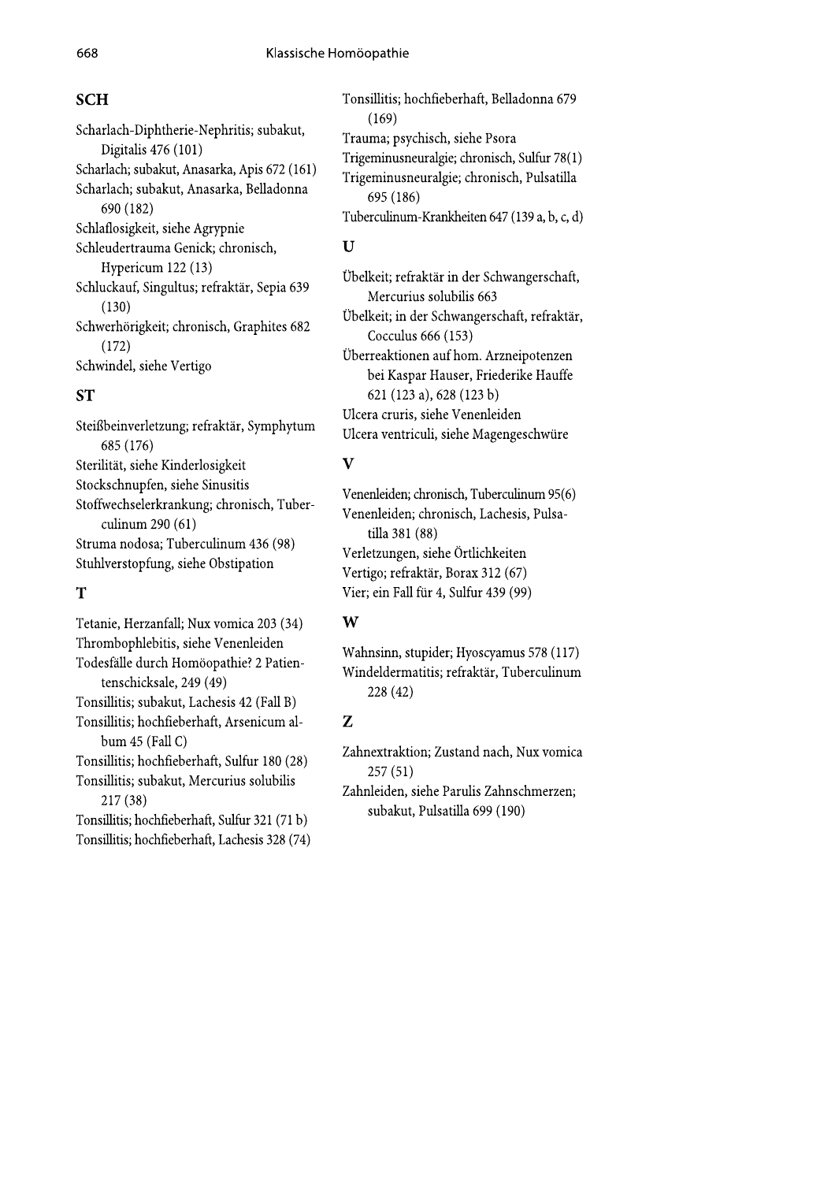## SCH

Scharlach-Diphtherie-Nephritis; subakut, Digitalis 476 (101)
Scharlach; subakut, Anasarka, Apis 672 (161)
Scharlach; subakut, Anasarka, Belladonna 690 (182)
Schlaflosigkeit, siehe Agrypnie
Schleudertrauma Genick; chronisch, Hypericum 122 (13)
Schluckauf, Singultus; refraktär, Sepia 639 (130)
Schwerhörigkeit; chronisch, Graphites 682 (172)
Schwindel, siehe Vertigo

## ST

Steißbeinverletzung; refraktär, Symphytum 685 (176)
Sterilität, siehe Kinderlosigkeit
Stockschnupfen, siehe Sinusitis
Stoffwechselerkrankung; chronisch, Tuberculinum 290 (61)
Struma nodosa; Tuberculinum 436 (98)
Stuhlverstopfung, siehe Obstipation

## T

Tetanie, Herzanfall; Nux vomica 203 (34)
Thrombophlebitis, siehe Venenleiden
Todesfälle durch Homöopathie? 2 Patientenschicksale, 249 (49)
Tonsillitis; subakut, Lachesis 42 (Fall B)
Tonsillitis; hochfieberhaft, Arsenicum album 45 (Fall C)
Tonsillitis; hochfieberhaft, Sulfur 180 (28)
Tonsillitis; subakut, Mercurius solubilis 217 (38)
Tonsillitis; hochfieberhaft, Sulfur 321 (71 b)
Tonsillitis; hochfieberhaft, Lachesis 328 (74)
Tonsillitis; hochfieberhaft, Belladonna 679 (169)
Trauma; psychisch, siehe Psora
Trigeminusneuralgie; chronisch, Sulfur 78(1)
Trigeminusneuralgie; chronisch, Pulsatilla 695 (186)
Tuberculinum-Krankheiten 647 (139 a, b, c, d)

## U

Übelkeit; refraktär in der Schwangerschaft, Mercurius solubilis 663
Übelkeit; in der Schwangerschaft, refraktär, Cocculus 666 (153)
Überreaktionen auf hom. Arzneipotenzen bei Kaspar Hauser, Friederike Hauffe 621 (123 a), 628 (123 b)
Ulcera cruris, siehe Venenleiden
Ulcera ventriculi, siehe Magengeschwüre

## V

Venenleiden; chronisch, Tuberculinum 95(6)
Venenleiden; chronisch, Lachesis, Pulsatilla 381 (88)
Verletzungen, siehe Örtlichkeiten
Vertigo; refraktär, Borax 312 (67)
Vier; ein Fall für 4, Sulfur 439 (99)

## W

Wahnsinn, stupider; Hyoscyamus 578 (117)
Windeldermatitis; refraktär, Tuberculinum 228 (42)

## Z

Zahnextraktion; Zustand nach, Nux vomica 257 (51)
Zahnleiden, siehe Parulis Zahnschmerzen; subakut, Pulsatilla 699 (190)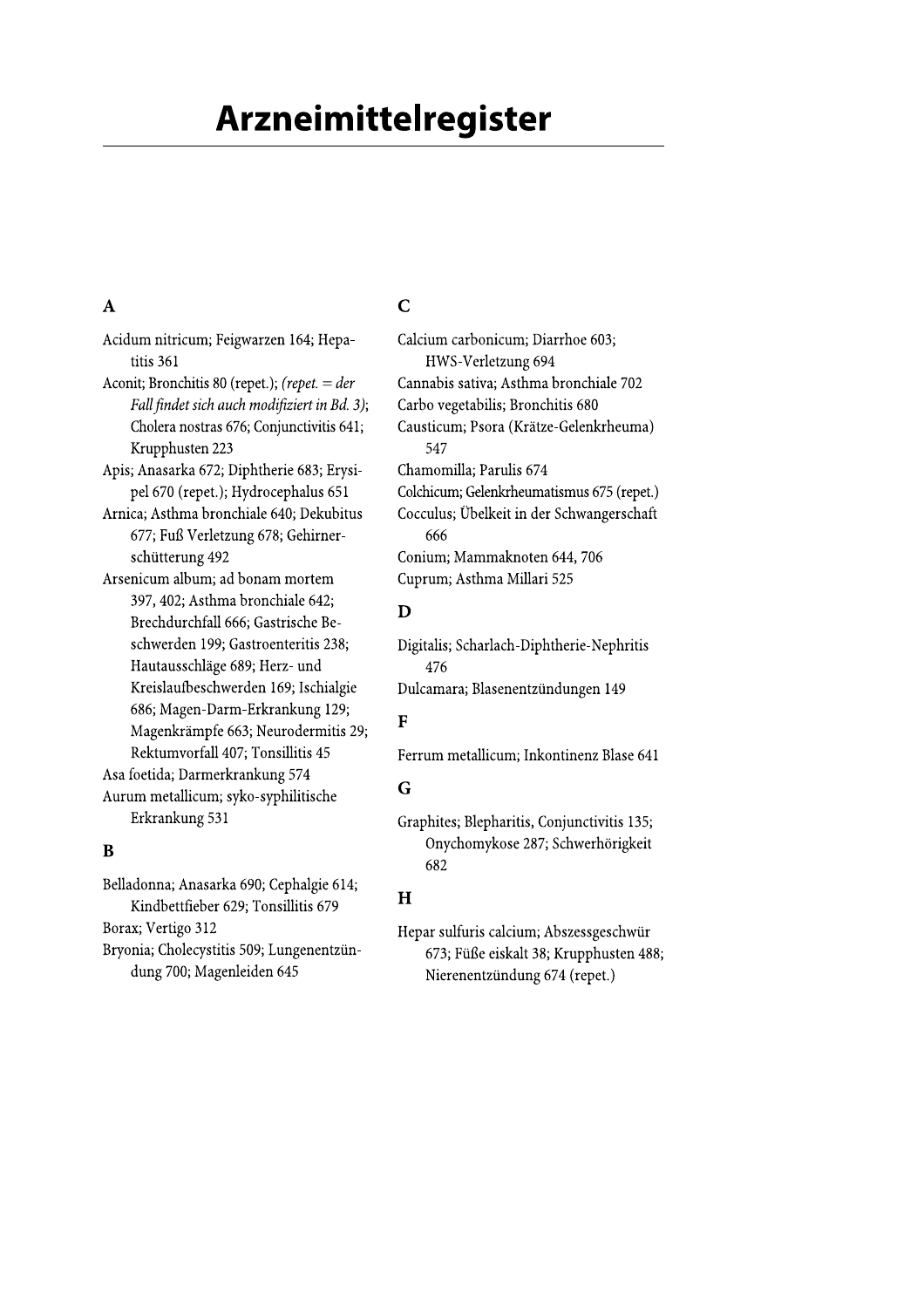# Arzneimittelregister

## A

Acidum nitricum; Feigwarzen 164; Hepatitis 361

Aconit; Bronchitis 80 (repet.); *(repet. = der Fall findet sich auch modifiziert in Bd. 3)*; Cholera nostras 676; Conjunctivitis 641; Krupphusten 223

Apis; Anasarka 672; Diphtherie 683; Erysipel 670 (repet.); Hydrocephalus 651

Arnica; Asthma bronchiale 640; Dekubitus 677; Fuß Verletzung 678; Gehirnerschütterung 492

Arsenicum album; ad bonam mortem 397, 402; Asthma bronchiale 642; Brechdurchfall 666; Gastrische Beschwerden 199; Gastroenteritis 238; Hautausschläge 689; Herz- und Kreislaufbeschwerden 169; Ischialgie 686; Magen-Darm-Erkrankung 129; Magenkrämpfe 663; Neurodermitis 29; Rektumvorfall 407; Tonsillitis 45

Asa foetida; Darmerkrankung 574

Aurum metallicum; syko-syphilitische Erkrankung 531

## B

Belladonna; Anasarka 690; Cephalgie 614; Kindbettfieber 629; Tonsillitis 679

Borax; Vertigo 312

Bryonia; Cholecystitis 509; Lungenentzündung 700; Magenleiden 645

## C

Calcium carbonicum; Diarrhoe 603; HWS-Verletzung 694

Cannabis sativa; Asthma bronchiale 702

Carbo vegetabilis; Bronchitis 680

Causticum; Psora (Krätze-Gelenkrheuma) 547

Chamomilla; Parulis 674

Colchicum; Gelenkrheumatismus 675 (repet.)

Cocculus; Übelkeit in der Schwangerschaft 666

Conium; Mammaknoten 644, 706

Cuprum; Asthma Millari 525

## D

Digitalis; Scharlach-Diphtherie-Nephritis 476

Dulcamara; Blasenentzündungen 149

## F

Ferrum metallicum; Inkontinenz Blase 641

## G

Graphites; Blepharitis, Conjunctivitis 135; Onychomykose 287; Schwerhörigkeit 682

## H

Hepar sulfuris calcium; Abszessgeschwür 673; Füße eiskalt 38; Krupphusten 488; Nierenentzündung 674 (repet.)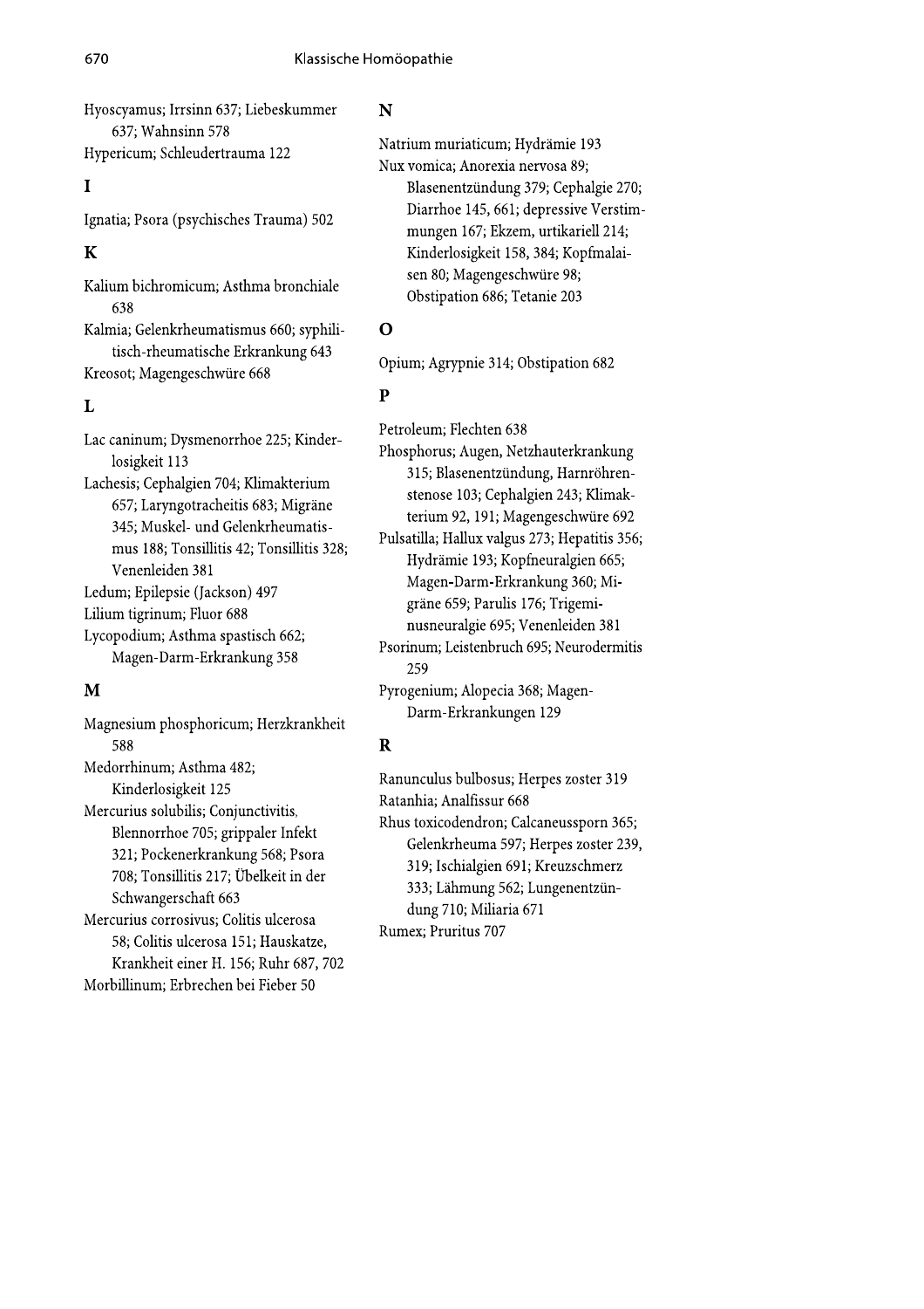Hyoscyamus; Irrsinn 637; Liebeskummer 637; Wahnsinn 578

Hypericum; Schleudertrauma 122

## I

Ignatia; Psora (psychisches Trauma) 502

## K

Kalium bichromicum; Asthma bronchiale 638

Kalmia; Gelenkrheumatismus 660; syphilitisch-rheumatische Erkrankung 643

Kreosot; Magengeschwüre 668

## L

Lac caninum; Dysmenorrhoe 225; Kinderlosigkeit 113

Lachesis; Cephalgien 704; Klimakterium 657; Laryngotracheitis 683; Migräne 345; Muskel- und Gelenkrheumatismus 188; Tonsillitis 42; Tonsillitis 328; Venenleiden 381

Ledum; Epilepsie (Jackson) 497

Lilium tigrinum; Fluor 688

Lycopodium; Asthma spastisch 662; Magen-Darm-Erkrankung 358

## M

Magnesium phosphoricum; Herzkrankheit 588

Medorrhinum; Asthma 482; Kinderlosigkeit 125

Mercurius solubilis; Conjunctivitis, Blennorrhoe 705; grippaler Infekt 321; Pockenerkrankung 568; Psora 708; Tonsillitis 217; Übelkeit in der Schwangerschaft 663

Mercurius corrosivus; Colitis ulcerosa 58; Colitis ulcerosa 151; Hauskatze, Krankheit einer H. 156; Ruhr 687, 702

Morbillinum; Erbrechen bei Fieber 50

## N

Natrium muriaticum; Hydrämie 193

Nux vomica; Anorexia nervosa 89; Blasenentzündung 379; Cephalgie 270; Diarrhoe 145, 661; depressive Verstimmungen 167; Ekzem, urtikariell 214; Kinderlosigkeit 158, 384; Kopfmalaisen 80; Magengeschwüre 98; Obstipation 686; Tetanie 203

## O

Opium; Agrypnie 314; Obstipation 682

## P

Petroleum; Flechten 638

Phosphorus; Augen, Netzhauterkrankung 315; Blasenentzündung, Harnröhrenstenose 103; Cephalgien 243; Klimakterium 92, 191; Magengeschwüre 692

Pulsatilla; Hallux valgus 273; Hepatitis 356; Hydrämie 193; Kopfneuralgien 665; Magen-Darm-Erkrankung 360; Migräne 659; Parulis 176; Trigeminusneuralgie 695; Venenleiden 381

Psorinum; Leistenbruch 695; Neurodermitis 259

Pyrogenium; Alopecia 368; Magen-Darm-Erkrankungen 129

## R

Ranunculus bulbosus; Herpes zoster 319

Ratanhia; Analfissur 668

Rhus toxicodendron; Calcaneussporn 365; Gelenkrheuma 597; Herpes zoster 239, 319; Ischialgien 691; Kreuzschmerz 333; Lähmung 562; Lungenentzündung 710; Miliaria 671

Rumex; Pruritus 707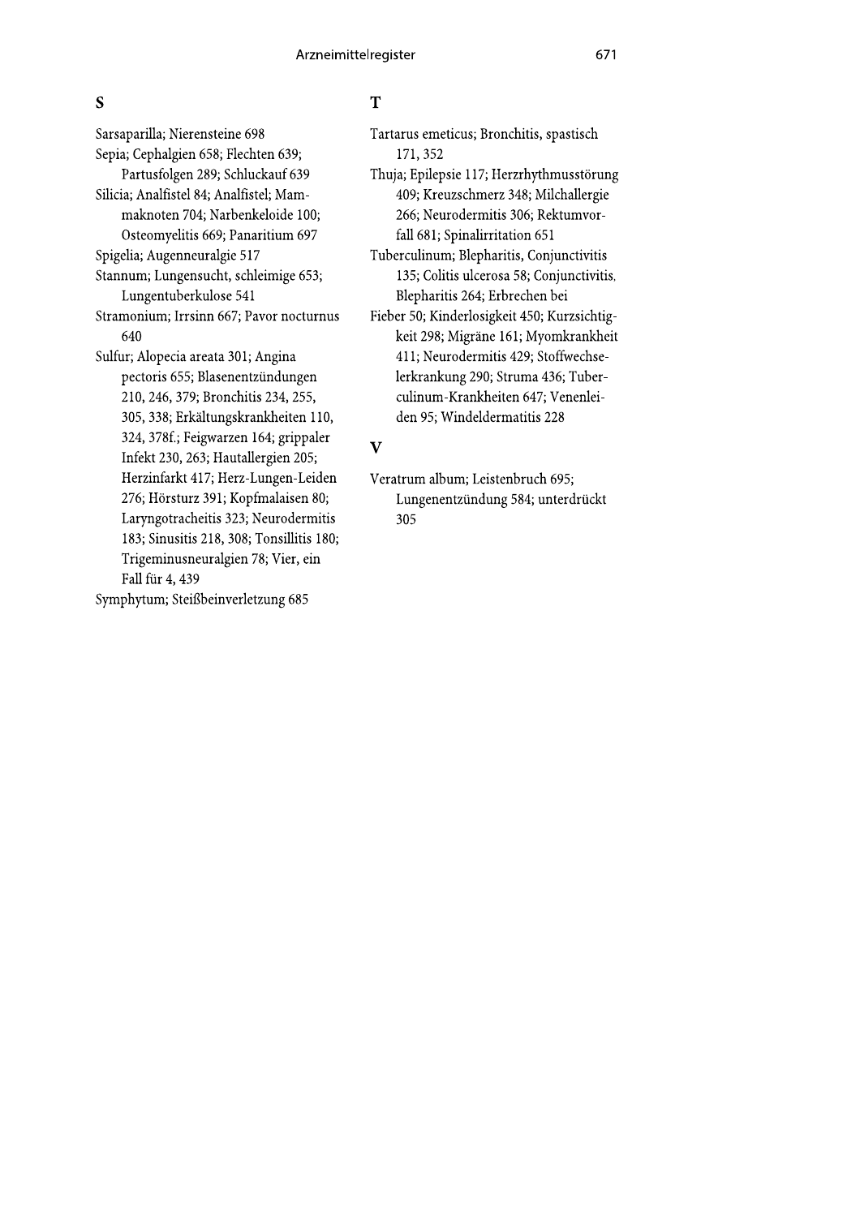## S

Sarsaparilla; Nierensteine 698

Sepia; Cephalgien 658; Flechten 639; Partusfolgen 289; Schluckauf 639

Silicia; Analfistel 84; Analfistel; Mammaknoten 704; Narbenkeloide 100; Osteomyelitis 669; Panaritium 697

Spigelia; Augenneuralgie 517

Stannum; Lungensucht, schleimige 653; Lungentuberkulose 541

Stramonium; Irrsinn 667; Pavor nocturnus 640

Sulfur; Alopecia areata 301; Angina pectoris 655; Blasenentzündungen 210, 246, 379; Bronchitis 234, 255, 305, 338; Erkältungskrankheiten 110, 324, 378f.; Feigwarzen 164; grippaler Infekt 230, 263; Hautallergien 205; Herzinfarkt 417; Herz-Lungen-Leiden 276; Hörsturz 391; Kopfmalaisen 80; Laryngotracheitis 323; Neurodermitis 183; Sinusitis 218, 308; Tonsillitis 180; Trigeminusneuralgien 78; Vier, ein Fall für 4, 439

Symphytum; Steißbeinverletzung 685

## T

Tartarus emeticus; Bronchitis, spastisch 171, 352

Thuja; Epilepsie 117; Herzrhythmusstörung 409; Kreuzschmerz 348; Milchallergie 266; Neurodermitis 306; Rektumvorfall 681; Spinalirritation 651

Tuberculinum; Blepharitis, Conjunctivitis 135; Colitis ulcerosa 58; Conjunctivitis, Blepharitis 264; Erbrechen bei Fieber 50; Kinderlosigkeit 450; Kurzsichtigkeit 298; Migräne 161; Myomkrankheit 411; Neurodermitis 429; Stoffwechselerkrankung 290; Struma 436; Tuberculinum-Krankheiten 647; Venenleiden 95; Windeldermatitis 228

## V

Veratrum album; Leistenbruch 695; Lungenentzündung 584; unterdrückt 305